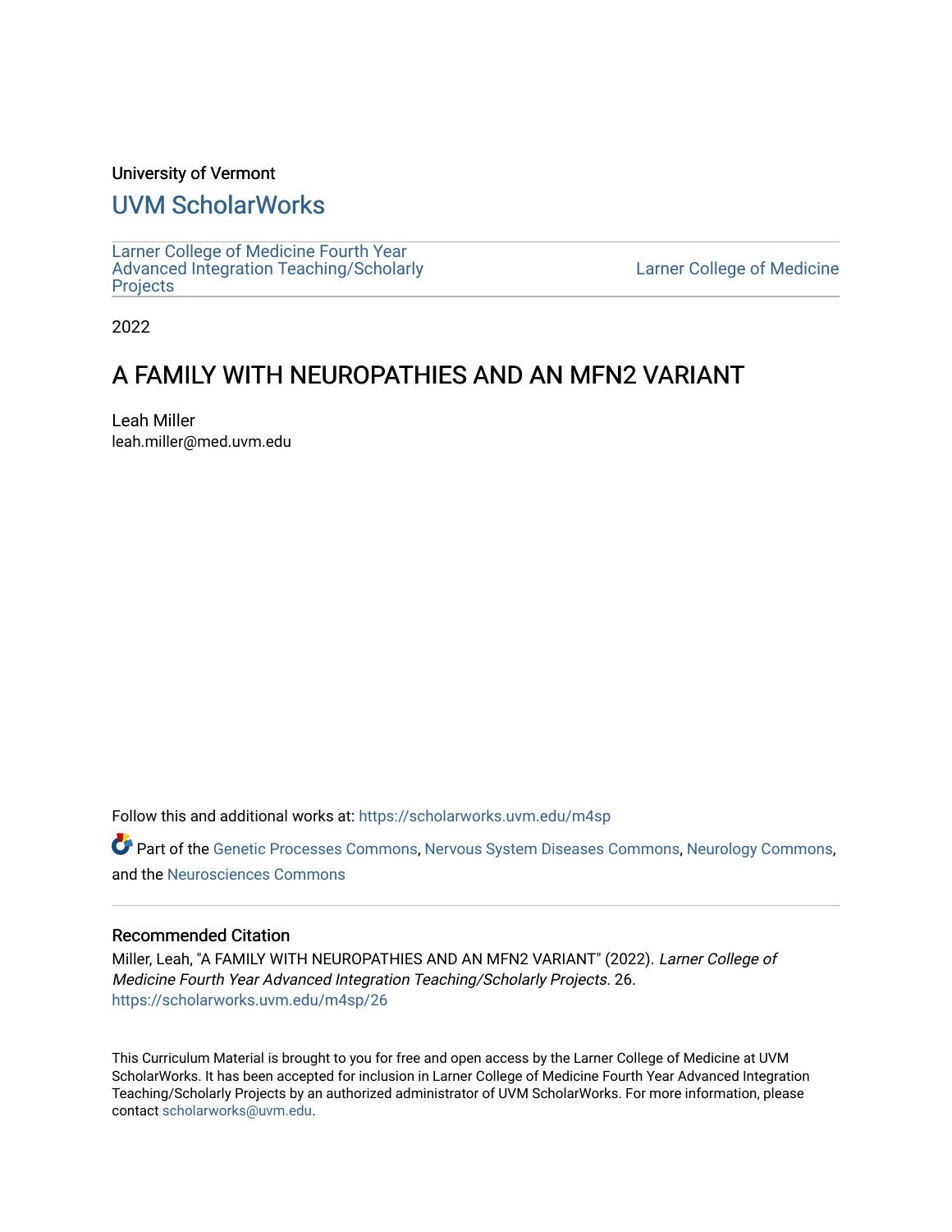University of Vermont

## UVM ScholarWorks

Larner College of Medicine Fourth Year Advanced Integration Teaching/Scholarly Projects

Larner College of Medicine

2022

# A FAMILY WITH NEUROPATHIES AND AN MFN2 VARIANT

Leah Miller
leah.miller@med.uvm.edu

Follow this and additional works at: https://scholarworks.uvm.edu/m4sp

Part of the Genetic Processes Commons, Nervous System Diseases Commons, Neurology Commons, and the Neurosciences Commons

### Recommended Citation

Miller, Leah, "A FAMILY WITH NEUROPATHIES AND AN MFN2 VARIANT" (2022). *Larner College of Medicine Fourth Year Advanced Integration Teaching/Scholarly Projects*. 26.
https://scholarworks.uvm.edu/m4sp/26

This Curriculum Material is brought to you for free and open access by the Larner College of Medicine at UVM ScholarWorks. It has been accepted for inclusion in Larner College of Medicine Fourth Year Advanced Integration Teaching/Scholarly Projects by an authorized administrator of UVM ScholarWorks. For more information, please contact scholarworks@uvm.edu.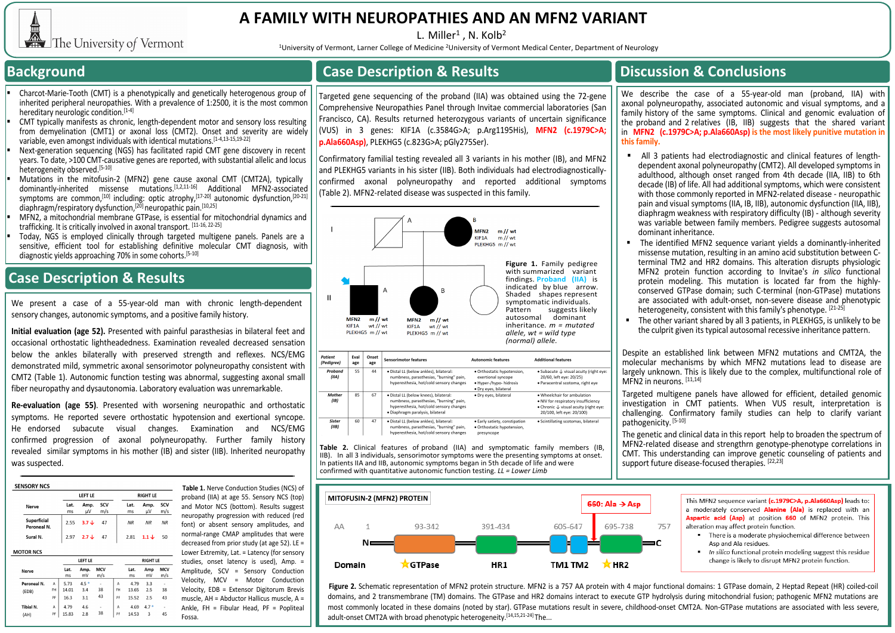# A FAMILY WITH NEUROPATHIES AND AN MFN2 VARIANT

L. Miller[1], N. Kolb[2]

[1]University of Vermont, Larner College of Medicine [2]University of Vermont Medical Center, Department of Neurology

## Background

- Charcot-Marie-Tooth (CMT) is a phenotypically and genetically heterogenous group of inherited peripheral neuropathies. With a prevalence of 1:2500, it is the most common hereditary neurologic condition.[1-4]
- CMT typically manifests as chronic, length-dependent motor and sensory loss resulting from demyelination (CMT1) or axonal loss (CMT2). Onset and severity are widely variable, even amongst individuals with identical mutations.[1-4,13-15,19-22]
- Next-generation sequencing (NGS) has facilitated rapid CMT gene discovery in recent years. To date, >100 CMT-causative genes are reported, with substantial allelic and locus heterogeneity observed.[5-10]
- Mutations in the mitofusin-2 (MFN2) gene cause axonal CMT (CMT2A), typically dominantly-inherited missense mutations.[1,2,11-16] Additional MFN2-associated symptoms are common,[10] including: optic atrophy,[17-20] autonomic dysfunction,[20-21] diaphragm/respiratory dysfunction,[20] neuropathic pain.[10,25]
- MFN2, a mitochondrial membrane GTPase, is essential for mitochondrial dynamics and trafficking. It is critically involved in axonal transport. [11-16, 22-25]
- Today, NGS is employed clinically through targeted multigene panels. Panels are a sensitive, efficient tool for establishing definitive molecular CMT diagnosis, with diagnostic yields approaching 70% in some cohorts.[5-10]

## Case Description & Results

We present a case of a 55-year-old man with chronic length-dependent sensory changes, autonomic symptoms, and a positive family history.

**Initial evaluation (age 52).** Presented with painful parasthesias in bilateral feet and occasional orthostatic lightheadedness. Examination revealed decreased sensation below the ankles bilaterally with preserved strength and reflexes. NCS/EMG demonstrated mild, symmetric axonal sensorimotor polyneuropathy consistent with CMT2 (Table 1). Autonomic function testing was abnormal, suggesting axonal small fiber neuropathy and dysautonomia. Laboratory evaluation was unremarkable.

**Re-evaluation (age 55)**. Presented with worsening neuropathic and orthostatic symptoms. He reported severe orthostatic hypotension and exertional syncope. He endorsed subacute visual changes. Examination and NCS/EMG confirmed progression of axonal polyneuropathy. Further family history revealed similar symptoms in his mother (IB) and sister (IIB). Inherited neuropathy was suspected.

SENSORY NCS

| Nerve | LEFT LE Lat. ms | Amp. µV | SCV m/s | RIGHT LE Lat. ms | Amp. µV | SCV m/s |
|---|---|---|---|---|---|---|
| Superficial Peroneal N. | 2.55 | 3.7 ↓ | 47 | NR | NR | NR |
| Sural N. | 2.97 | 2.7 ↓ | 47 | 2.81 | 1.1 ↓ | 50 |

MOTOR NCS

| Nerve | | LEFT LE Lat. ms | Amp. mV | MCV m/s | | RIGHT LE Lat. ms | Amp. mV | MCV m/s |
|---|---|---|---|---|---|---|---|---|
| Peroneal N. (EDB) | A | 5.73 | 4.5 * | - | A | 4.79 | 3.3 | - |
| | FH | 14.01 | 3.4 | 38 | FH | 13.65 | 2.5 | 38 |
| | PF | 16.3 | 3.1 | 43 | PF | 15.52 | 2.5 | 43 |
| Tibial N. (AH) | A | 4.79 | 4.6 | - | A | 4.69 | 4.7 * | - |
| | PF | 15.83 | 2.8 | 38 | PF | 14.53 | 3 | 45 |

**Table 1.** Nerve Conduction Studies (NCS) of proband (IIA) at age 55. Sensory NCS (top) and Motor NCS (bottom). Results suggest neuropathy progression with reduced (red font) or absent sensory amplitudes, and normal-range CMAP amplitudes that were decreased from prior study (at age 52). LE = Lower Extremity, Lat. = Latency (for sensory studies, onset latency is used), Amp. = Amplitude, SCV = Sensory Conduction Velocity, MCV = Motor Conduction Velocity, EDB = Extensor Digitorum Brevis muscle, AH = Abductor Hallicus muscle, A = Ankle, FH = Fibular Head, PF = Popliteal Fossa.

Targeted gene sequencing of the proband (IIA) was obtained using the 72-gene Comprehensive Neuropathies Panel through Invitae commercial laboratories (San Francisco, CA). Results returned heterozygous variants of uncertain significance (VUS) in 3 genes: KIF1A (c.3584G>A; p.Arg1195His), **MFN2 (c.1979C>A; p.Ala660Asp)**, PLEKHG5 (c.823G>A; pGly275Ser).

Confirmatory familial testing revealed all 3 variants in his mother (IB), and MFN2 and PLEKHG5 variants in his sister (IIB). Both individuals had electrodiagnostically-confirmed axonal polyneuropathy and reported additional symptoms (Table 2). MFN2-related disease was suspected in this family.

I: A; B — MFN2 m // wt, KIF1A m // wt, PLEKHG5 m // wt

II: A — MFN2 m // wt, KIF1A wt // wt, PLEKHG5 m // wt; B — MFN2 m // wt, KIF1A wt // wt, PLEKHG5 m // wt

**Figure 1.** Family pedigree with summarized findings. Proband (IIA) is indicated by blue arrow. Shaded shapes represent symptomatic individuals. Pattern suggests likely autosomal dominant inheritance. *m = mutated allele, wt = wild type (normal) allele.*

| Patient (Pedigree) | Eval age | Onset age | Sensorimotor features | Autonomic features | Additional features |
|---|---|---|---|---|---|
| Proband (IIA) | 55 | 44 | • Distal LL (below ankles), bilateral: numbness, parasthesias, "burning" pain, hyperesthesia, hot/cold sensory changes | • Orthostatic hypotension, exertional syncope • Hyper-/hypo- hidrosis • Dry eyes, bilateral | • Subacute ↓ visual acuity (right eye: 20/60, left eye: 20/25) • Paracentral scotoma, right eye |
| Mother (IB) | 85 | 67 | • Distal LL (below knees), bilateral: numbness, parasthesias, "burning" pain, hyperesthesia, hot/cold sensory changes • Diaphragm paralysis, bilateral | • Dry eyes, bilateral | • Wheelchair for ambulation • NIV for respiratory insufficiency • Chronic ↓ visual acuity (right eye: 20/100, left eye: 20/100) |
| Sister (IIB) | 60 | 47 | • Distal LL (below ankles), bilateral: numbness, parasthesias, "burning" pain, hyperesthesia, hot/cold sensory changes | • Early satiety, constipation • Orthostatic hypotension, presyncope | • Scintillating scotomas, bilateral |

**Table 2.** Clinical features of proband (IIA) and symptomatic family members (IB, IIB). In all 3 individuals, sensorimotor symptoms were the presenting symptoms at onset. In patients IIA and IIB, autonomic symptoms began in 5th decade of life and were confirmed with quantitative autonomic function testing. *LL = Lower Limb*

## Discussion & Conclusions

We describe the case of a 55-year-old man (proband, IIA) with axonal polyneuropathy, associated autonomic and visual symptoms, and a family history of the same symptoms. Clinical and genomic evaluation of the proband and 2 relatives (IB, IIB) suggests that the shared variant in **MFN2 (c.1979C>A; p.Ala660Asp) is the most likely punitive mutation in this family.**

- All 3 patients had electrodiagnostic and clinical features of length-dependent axonal polyneuropathy (CMT2). All developed symptoms in adulthood, although onset ranged from 4th decade (IIA, IIB) to 6th decade (IB) of life. All had additional symptoms, which were consistent with those commonly reported in MFN2-related disease - neuropathic pain and visual symptoms (IIA, IB, IIB), autonomic dysfunction (IIA, IIB), diaphragm weakness with respiratory difficulty (IB) - although severity was variable between family members. Pedigree suggests autosomal dominant inheritance.
- The identified MFN2 sequence variant yields a dominantly-inherited missense mutation, resulting in an amino acid substitution between C-terminal TM2 and HR2 domains. This alteration disrupts physiologic MFN2 protein function according to Invitae's *in silico* functional protein modeling. This mutation is located far from the highly-conserved GTPase domain; such C-terminal (non-GTPase) mutations are associated with adult-onset, non-severe disease and phenotypic heterogeneity, consistent with this family's phenotype. [21-25]
- The other variant shared by all 3 patients, in PLEKHG5, is unlikely to be the culprit given its typical autosomal recessive inheritance pattern.

Despite an established link between MFN2 mutations and CMT2A, the molecular mechanisms by which MFN2 mutations lead to disease are largely unknown. This is likely due to the complex, multifunctional role of MFN2 in neurons. [11,14]

Targeted multigene panels have allowed for efficient, detailed genomic investigation in CMT patients. When VUS result, interpretation is challenging. Confirmatory family studies can help to clarify variant pathogenicity. [5-10]

The genetic and clinical data in this report help to broaden the spectrum of MFN2-related disease and strengthrn genotype-phenotype correlations in CMT. This understanding can improve genetic counseling of patients and support future disease-focused therapies. [22,23]

MITOFUSIN-2 (MFN2) PROTEIN

660: Ala → Asp

AA 1 93-342 391-434 605-647 695-738 757

N C

Domain ★GTPase HR1 TM1 TM2 ★HR2

This MFN2 sequence variant **(c.1979C>A, p.Ala660Asp)** leads to: a moderately conserved **Alanine (Ala)** is replaced with an **Aspartic acid (Asp)** at position **660** of MFN2 protein. This alteration may affect protein function.

- There is a moderate physiochemical difference between Asp and Ala residues.
- *In silico* functional protein modeling suggest this residue change is likely to disrupt MFN2 protein function.

**Figure 2.** Schematic representation of MFN2 protein structure. MFN2 is a 757 AA protein with 4 major functional domains: 1 GTPase domain, 2 Heptad Repeat (HR) coiled-coil domains, and 2 transmembrane (TM) domains. The GTPase and HR2 domains interact to execute GTP hydrolysis during mitochondrial fusion; pathogenic MFN2 mutations are most commonly located in these domains (noted by star). GTPase mutations result in severe, childhood-onset CMT2A. Non-GTPase mutations are associated with less severe, adult-onset CMT2A with broad phenotypic heterogeneity.[14,15,21-24] The...